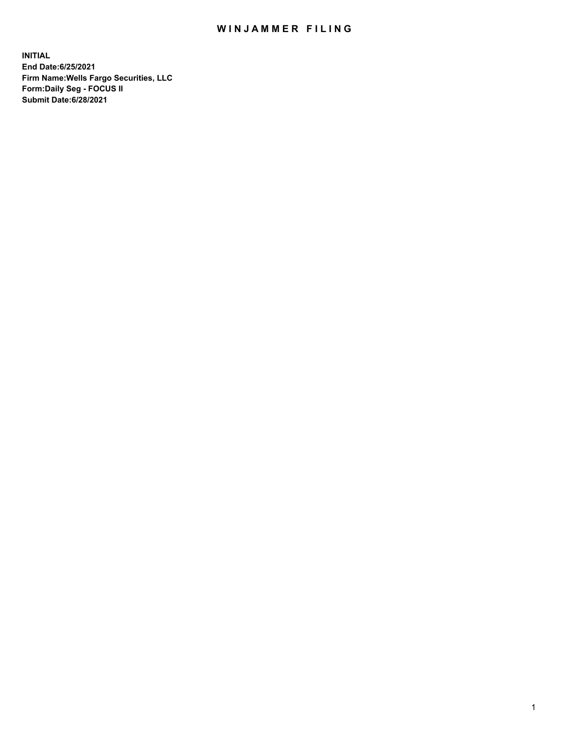# WINJAMMER FILING

**INITIAL**
**End Date:6/25/2021**
**Firm Name:Wells Fargo Securities, LLC**
**Form:Daily Seg - FOCUS II**
**Submit Date:6/28/2021**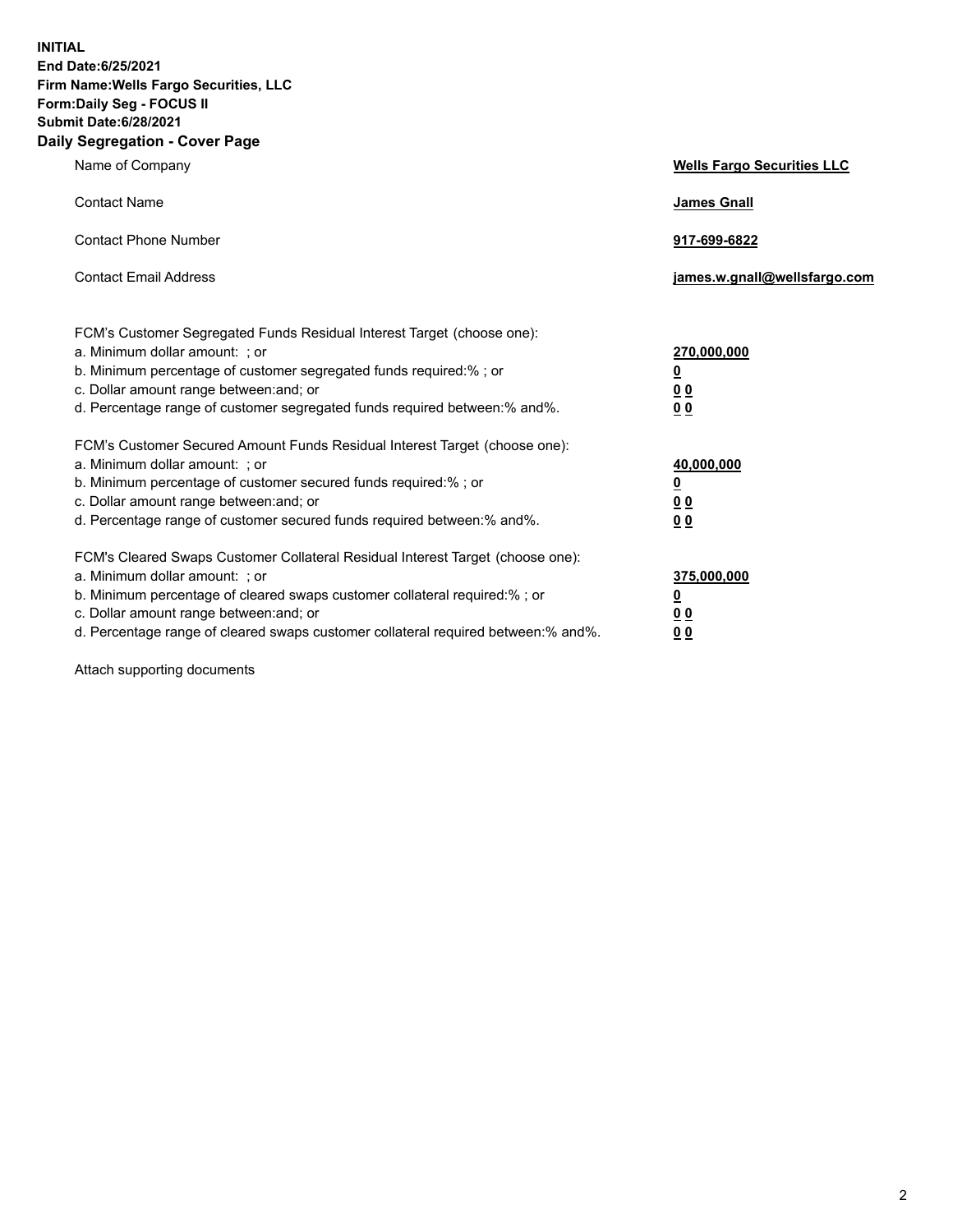**INITIAL**
**End Date:6/25/2021**
**Firm Name:Wells Fargo Securities, LLC**
**Form:Daily Seg - FOCUS II**
**Submit Date:6/28/2021**

## Daily Segregation - Cover Page

| | |
|---|---|
| Name of Company | **Wells Fargo Securities LLC** |
| Contact Name | **James Gnall** |
| Contact Phone Number | **917-699-6822** |
| Contact Email Address | **james.w.gnall@wellsfargo.com** |

FCM's Customer Segregated Funds Residual Interest Target (choose one):

| | |
|---|---|
| a. Minimum dollar amount: ; or | **270,000,000** |
| b. Minimum percentage of customer segregated funds required:% ; or | **0** |
| c. Dollar amount range between:and; or | **0 0** |
| d. Percentage range of customer segregated funds required between:% and%. | **0 0** |

FCM's Customer Secured Amount Funds Residual Interest Target (choose one):

| | |
|---|---|
| a. Minimum dollar amount: ; or | **40,000,000** |
| b. Minimum percentage of customer secured funds required:% ; or | **0** |
| c. Dollar amount range between:and; or | **0 0** |
| d. Percentage range of customer secured funds required between:% and%. | **0 0** |

FCM's Cleared Swaps Customer Collateral Residual Interest Target (choose one):

| | |
|---|---|
| a. Minimum dollar amount: ; or | **375,000,000** |
| b. Minimum percentage of cleared swaps customer collateral required:% ; or | **0** |
| c. Dollar amount range between:and; or | **0 0** |
| d. Percentage range of cleared swaps customer collateral required between:% and%. | **0 0** |

Attach supporting documents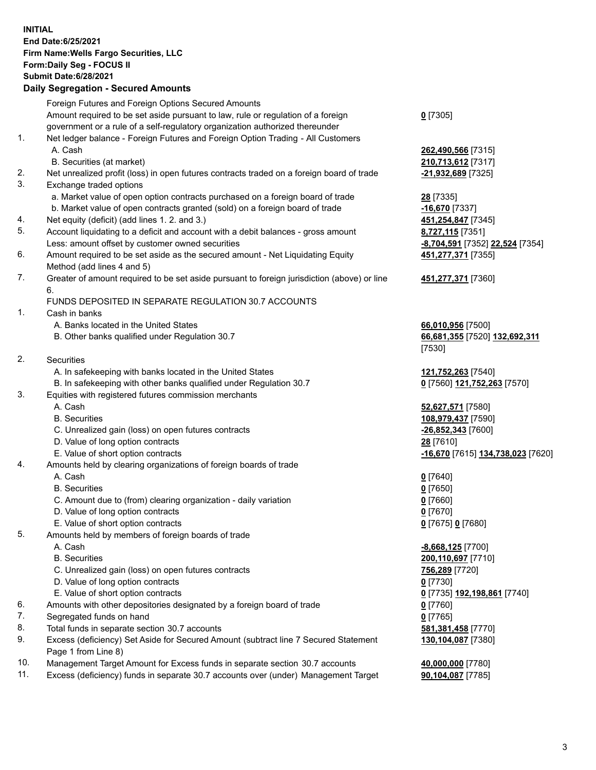**INITIAL**
**End Date:6/25/2021**
**Firm Name:Wells Fargo Securities, LLC**
**Form:Daily Seg - FOCUS II**
**Submit Date:6/28/2021**

**Daily Segregation - Secured Amounts**

| | | |
|---|---|---|
| | Foreign Futures and Foreign Options Secured Amounts | |
| | Amount required to be set aside pursuant to law, rule or regulation of a foreign government or a rule of a self-regulatory organization authorized thereunder | **0** [7305] |
| 1. | Net ledger balance - Foreign Futures and Foreign Option Trading - All Customers | |
| | A. Cash | **262,490,566** [7315] |
| | B. Securities (at market) | **210,713,612** [7317] |
| 2. | Net unrealized profit (loss) in open futures contracts traded on a foreign board of trade | **-21,932,689** [7325] |
| 3. | Exchange traded options | |
| | a. Market value of open option contracts purchased on a foreign board of trade | **28** [7335] |
| | b. Market value of open contracts granted (sold) on a foreign board of trade | **-16,670** [7337] |
| 4. | Net equity (deficit) (add lines 1. 2. and 3.) | **451,254,847** [7345] |
| 5. | Account liquidating to a deficit and account with a debit balances - gross amount | **8,727,115** [7351] |
| | Less: amount offset by customer owned securities | **-8,704,591** [7352] **22,524** [7354] |
| 6. | Amount required to be set aside as the secured amount - Net Liquidating Equity Method (add lines 4 and 5) | **451,277,371** [7355] |
| 7. | Greater of amount required to be set aside pursuant to foreign jurisdiction (above) or line 6. | **451,277,371** [7360] |
| | FUNDS DEPOSITED IN SEPARATE REGULATION 30.7 ACCOUNTS | |
| 1. | Cash in banks | |
| | A. Banks located in the United States | **66,010,956** [7500] |
| | B. Other banks qualified under Regulation 30.7 | **66,681,355** [7520] **132,692,311** [7530] |
| 2. | Securities | |
| | A. In safekeeping with banks located in the United States | **121,752,263** [7540] |
| | B. In safekeeping with other banks qualified under Regulation 30.7 | **0** [7560] **121,752,263** [7570] |
| 3. | Equities with registered futures commission merchants | |
| | A. Cash | **52,627,571** [7580] |
| | B. Securities | **108,979,437** [7590] |
| | C. Unrealized gain (loss) on open futures contracts | **-26,852,343** [7600] |
| | D. Value of long option contracts | **28** [7610] |
| | E. Value of short option contracts | **-16,670** [7615] **134,738,023** [7620] |
| 4. | Amounts held by clearing organizations of foreign boards of trade | |
| | A. Cash | **0** [7640] |
| | B. Securities | **0** [7650] |
| | C. Amount due to (from) clearing organization - daily variation | **0** [7660] |
| | D. Value of long option contracts | **0** [7670] |
| | E. Value of short option contracts | **0** [7675] **0** [7680] |
| 5. | Amounts held by members of foreign boards of trade | |
| | A. Cash | **-8,668,125** [7700] |
| | B. Securities | **200,110,697** [7710] |
| | C. Unrealized gain (loss) on open futures contracts | **756,289** [7720] |
| | D. Value of long option contracts | **0** [7730] |
| | E. Value of short option contracts | **0** [7735] **192,198,861** [7740] |
| 6. | Amounts with other depositories designated by a foreign board of trade | **0** [7760] |
| 7. | Segregated funds on hand | **0** [7765] |
| 8. | Total funds in separate section 30.7 accounts | **581,381,458** [7770] |
| 9. | Excess (deficiency) Set Aside for Secured Amount (subtract line 7 Secured Statement Page 1 from Line 8) | **130,104,087** [7380] |
| 10. | Management Target Amount for Excess funds in separate section 30.7 accounts | **40,000,000** [7780] |
| 11. | Excess (deficiency) funds in separate 30.7 accounts over (under) Management Target | **90,104,087** [7785] |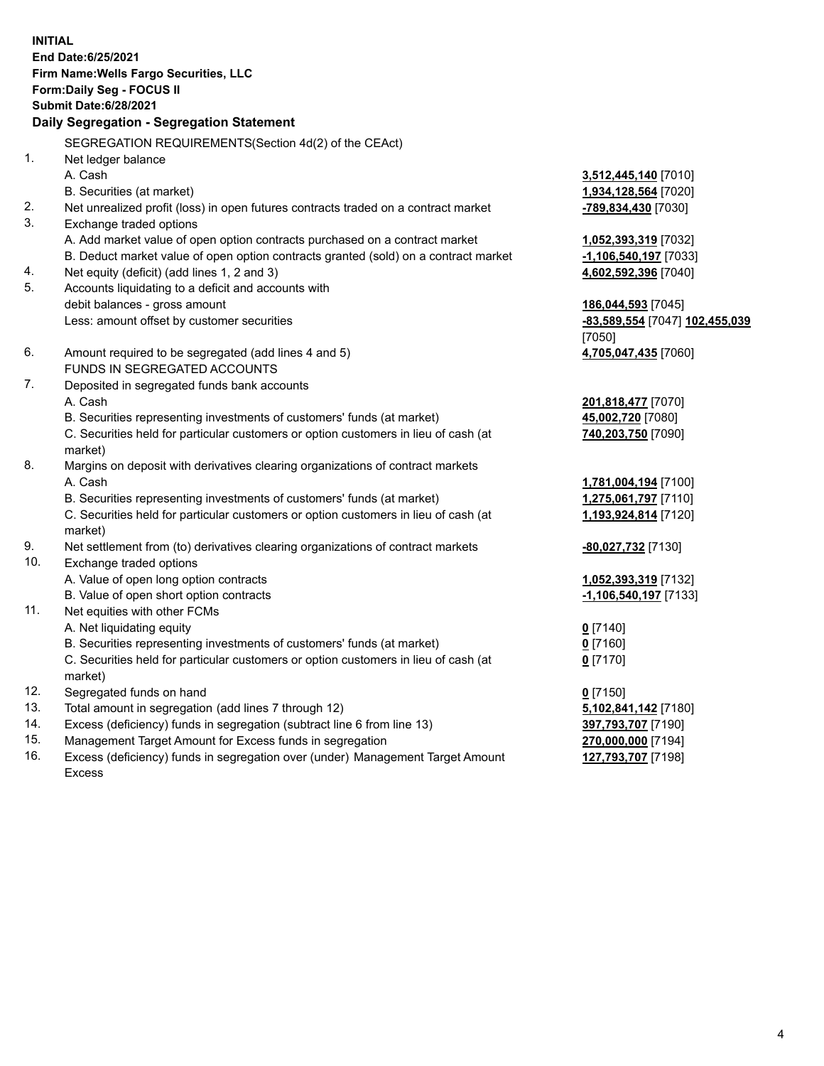**INITIAL**
**End Date:6/25/2021**
**Firm Name:Wells Fargo Securities, LLC**
**Form:Daily Seg - FOCUS II**
**Submit Date:6/28/2021**

## Daily Segregation - Segregation Statement

SEGREGATION REQUIREMENTS(Section 4d(2) of the CEAct)

| | | |
|---|---|---|
| 1. | Net ledger balance | |
| | A. Cash | **3,512,445,140** [7010] |
| | B. Securities (at market) | **1,934,128,564** [7020] |
| 2. | Net unrealized profit (loss) in open futures contracts traded on a contract market | **-789,834,430** [7030] |
| 3. | Exchange traded options | |
| | A. Add market value of open option contracts purchased on a contract market | **1,052,393,319** [7032] |
| | B. Deduct market value of open option contracts granted (sold) on a contract market | **-1,106,540,197** [7033] |
| 4. | Net equity (deficit) (add lines 1, 2 and 3) | **4,602,592,396** [7040] |
| 5. | Accounts liquidating to a deficit and accounts with debit balances - gross amount | **186,044,593** [7045] |
| | Less: amount offset by customer securities | **-83,589,554** [7047] **102,455,039** [7050] |
| 6. | Amount required to be segregated (add lines 4 and 5) | **4,705,047,435** [7060] |
| | FUNDS IN SEGREGATED ACCOUNTS | |
| 7. | Deposited in segregated funds bank accounts | |
| | A. Cash | **201,818,477** [7070] |
| | B. Securities representing investments of customers' funds (at market) | **45,002,720** [7080] |
| | C. Securities held for particular customers or option customers in lieu of cash (at market) | **740,203,750** [7090] |
| 8. | Margins on deposit with derivatives clearing organizations of contract markets | |
| | A. Cash | **1,781,004,194** [7100] |
| | B. Securities representing investments of customers' funds (at market) | **1,275,061,797** [7110] |
| | C. Securities held for particular customers or option customers in lieu of cash (at market) | **1,193,924,814** [7120] |
| 9. | Net settlement from (to) derivatives clearing organizations of contract markets | **-80,027,732** [7130] |
| 10. | Exchange traded options | |
| | A. Value of open long option contracts | **1,052,393,319** [7132] |
| | B. Value of open short option contracts | **-1,106,540,197** [7133] |
| 11. | Net equities with other FCMs | |
| | A. Net liquidating equity | **0** [7140] |
| | B. Securities representing investments of customers' funds (at market) | **0** [7160] |
| | C. Securities held for particular customers or option customers in lieu of cash (at market) | **0** [7170] |
| 12. | Segregated funds on hand | **0** [7150] |
| 13. | Total amount in segregation (add lines 7 through 12) | **5,102,841,142** [7180] |
| 14. | Excess (deficiency) funds in segregation (subtract line 6 from line 13) | **397,793,707** [7190] |
| 15. | Management Target Amount for Excess funds in segregation | **270,000,000** [7194] |
| 16. | Excess (deficiency) funds in segregation over (under) Management Target Amount Excess | **127,793,707** [7198] |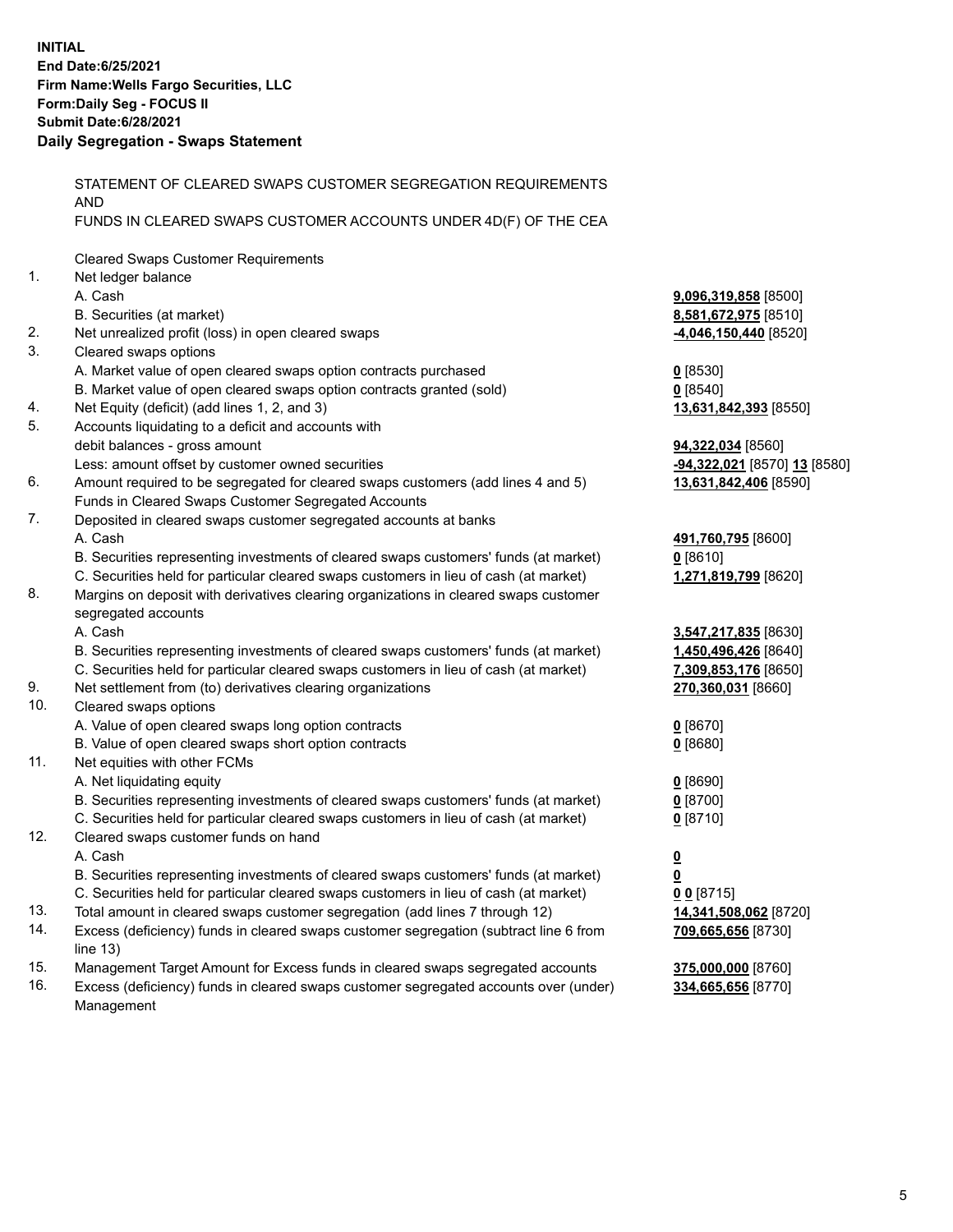**INITIAL**
**End Date:6/25/2021**
**Firm Name:Wells Fargo Securities, LLC**
**Form:Daily Seg - FOCUS II**
**Submit Date:6/28/2021**
**Daily Segregation - Swaps Statement**

STATEMENT OF CLEARED SWAPS CUSTOMER SEGREGATION REQUIREMENTS AND FUNDS IN CLEARED SWAPS CUSTOMER ACCOUNTS UNDER 4D(F) OF THE CEA

| | | |
|---|---|---|
| | Cleared Swaps Customer Requirements | |
| 1. | Net ledger balance | |
| | A. Cash | **9,096,319,858** [8500] |
| | B. Securities (at market) | **8,581,672,975** [8510] |
| 2. | Net unrealized profit (loss) in open cleared swaps | **-4,046,150,440** [8520] |
| 3. | Cleared swaps options | |
| | A. Market value of open cleared swaps option contracts purchased | **0** [8530] |
| | B. Market value of open cleared swaps option contracts granted (sold) | **0** [8540] |
| 4. | Net Equity (deficit) (add lines 1, 2, and 3) | **13,631,842,393** [8550] |
| 5. | Accounts liquidating to a deficit and accounts with debit balances - gross amount | **94,322,034** [8560] |
| | Less: amount offset by customer owned securities | **-94,322,021** [8570] **13** [8580] |
| 6. | Amount required to be segregated for cleared swaps customers (add lines 4 and 5) | **13,631,842,406** [8590] |
| | Funds in Cleared Swaps Customer Segregated Accounts | |
| 7. | Deposited in cleared swaps customer segregated accounts at banks | |
| | A. Cash | **491,760,795** [8600] |
| | B. Securities representing investments of cleared swaps customers' funds (at market) | **0** [8610] |
| | C. Securities held for particular cleared swaps customers in lieu of cash (at market) | **1,271,819,799** [8620] |
| 8. | Margins on deposit with derivatives clearing organizations in cleared swaps customer segregated accounts | |
| | A. Cash | **3,547,217,835** [8630] |
| | B. Securities representing investments of cleared swaps customers' funds (at market) | **1,450,496,426** [8640] |
| | C. Securities held for particular cleared swaps customers in lieu of cash (at market) | **7,309,853,176** [8650] |
| 9. | Net settlement from (to) derivatives clearing organizations | **270,360,031** [8660] |
| 10. | Cleared swaps options | |
| | A. Value of open cleared swaps long option contracts | **0** [8670] |
| | B. Value of open cleared swaps short option contracts | **0** [8680] |
| 11. | Net equities with other FCMs | |
| | A. Net liquidating equity | **0** [8690] |
| | B. Securities representing investments of cleared swaps customers' funds (at market) | **0** [8700] |
| | C. Securities held for particular cleared swaps customers in lieu of cash (at market) | **0** [8710] |
| 12. | Cleared swaps customer funds on hand | |
| | A. Cash | **0** |
| | B. Securities representing investments of cleared swaps customers' funds (at market) | **0** |
| | C. Securities held for particular cleared swaps customers in lieu of cash (at market) | **0** **0** [8715] |
| 13. | Total amount in cleared swaps customer segregation (add lines 7 through 12) | **14,341,508,062** [8720] |
| 14. | Excess (deficiency) funds in cleared swaps customer segregation (subtract line 6 from line 13) | **709,665,656** [8730] |
| 15. | Management Target Amount for Excess funds in cleared swaps segregated accounts | **375,000,000** [8760] |
| 16. | Excess (deficiency) funds in cleared swaps customer segregated accounts over (under) Management | **334,665,656** [8770] |